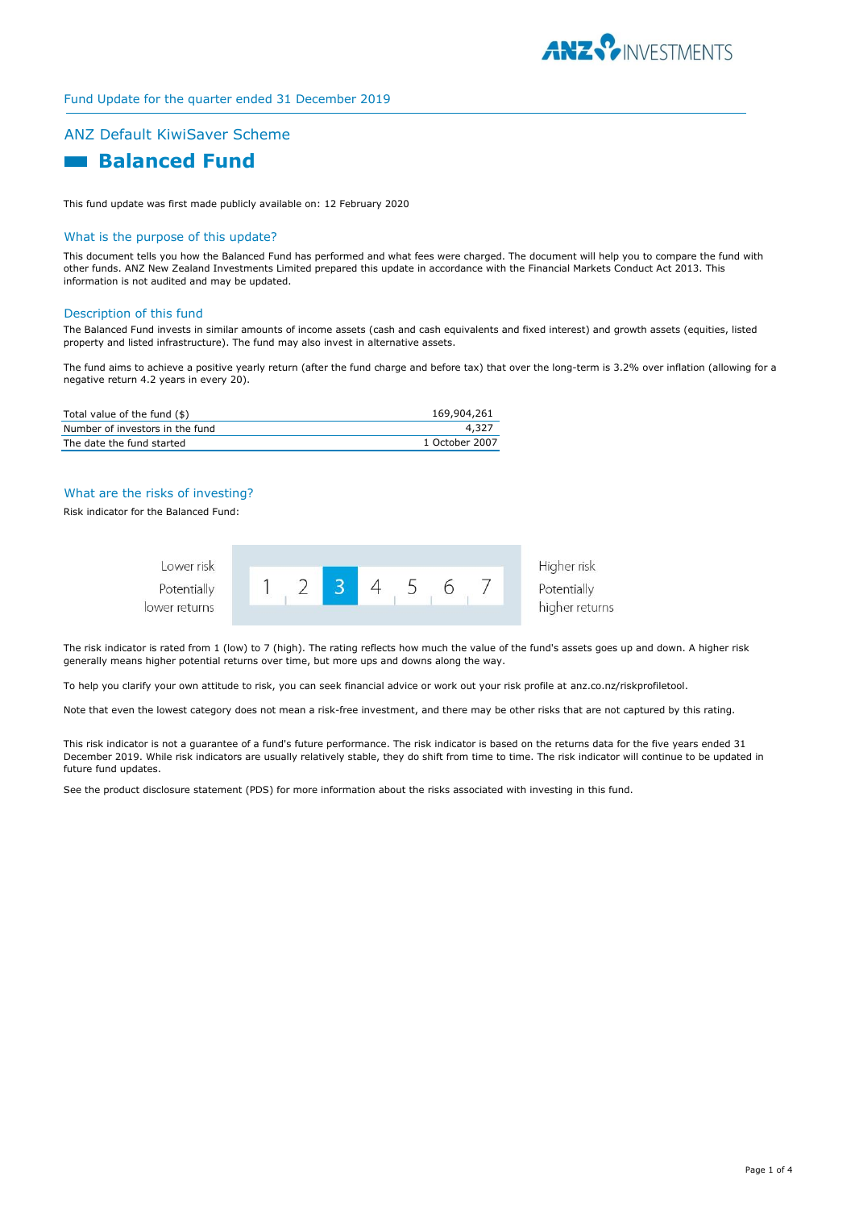Fund Update for the quarter ended 31 December 2019

## ANZ Default KiwiSaver Scheme

# Balanced Fund

This fund update was first made publicly available on: 12 February 2020

### What is the purpose of this update?

This document tells you how the Balanced Fund has performed and what fees were charged. The document will help you to compare the fund with other funds. ANZ New Zealand Investments Limited prepared this update in accordance with the Financial Markets Conduct Act 2013. This information is not audited and may be updated.

### Description of this fund

The Balanced Fund invests in similar amounts of income assets (cash and cash equivalents and fixed interest) and growth assets (equities, listed property and listed infrastructure). The fund may also invest in alternative assets.

The fund aims to achieve a positive yearly return (after the fund charge and before tax) that over the long-term is 3.2% over inflation (allowing for a negative return 4.2 years in every 20).

| | |
|---|---|
| Total value of the fund ($) | 169,904,261 |
| Number of investors in the fund | 4,327 |
| The date the fund started | 1 October 2007 |

### What are the risks of investing?

Risk indicator for the Balanced Fund:

| Lower risk<br>Potentially lower returns | 1 | 2 | **3** | 4 | 5 | 6 | 7 | Higher risk<br>Potentially higher returns |
|---|---|---|---|---|---|---|---|---|

The risk indicator is rated from 1 (low) to 7 (high). The rating reflects how much the value of the fund's assets goes up and down. A higher risk generally means higher potential returns over time, but more ups and downs along the way.

To help you clarify your own attitude to risk, you can seek financial advice or work out your risk profile at anz.co.nz/riskprofiletool.

Note that even the lowest category does not mean a risk-free investment, and there may be other risks that are not captured by this rating.

This risk indicator is not a guarantee of a fund's future performance. The risk indicator is based on the returns data for the five years ended 31 December 2019. While risk indicators are usually relatively stable, they do shift from time to time. The risk indicator will continue to be updated in future fund updates.

See the product disclosure statement (PDS) for more information about the risks associated with investing in this fund.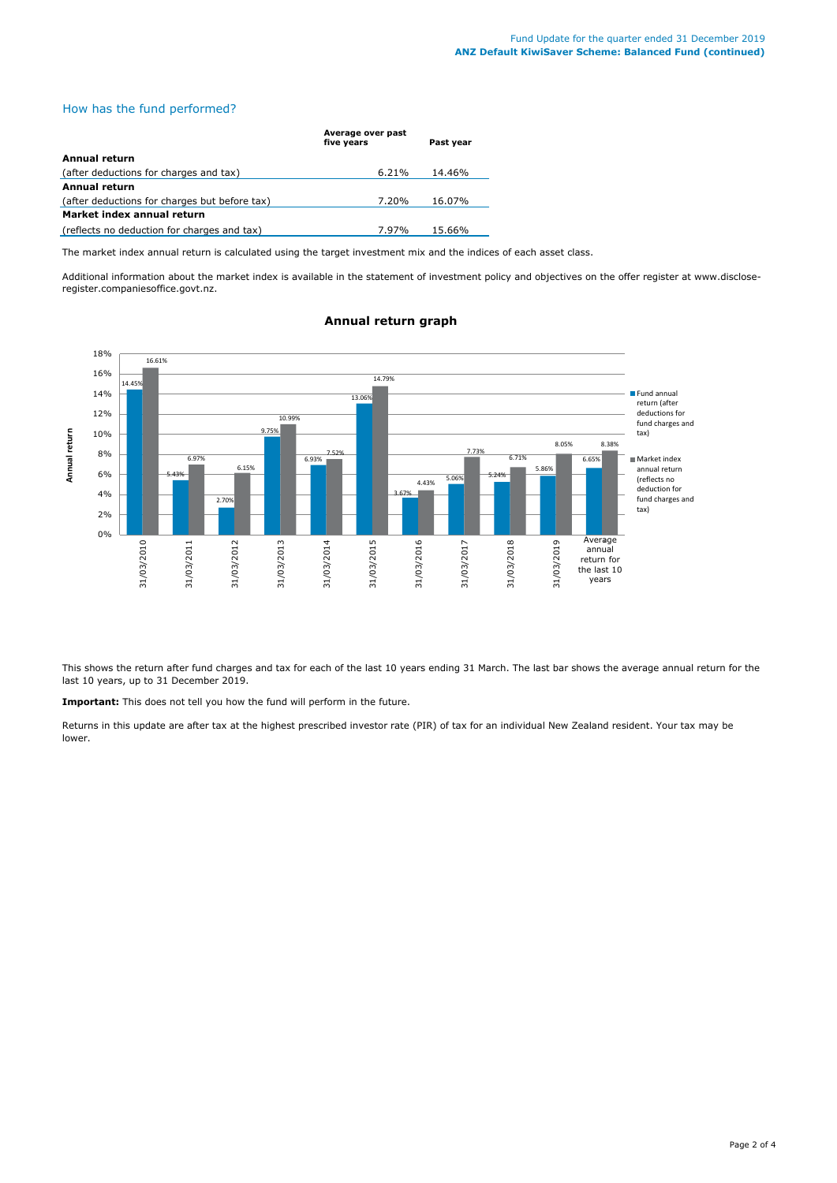## How has the fund performed?

| | Average over past five years | Past year |
|---|---|---|
| **Annual return** | | |
| (after deductions for charges and tax) | 6.21% | 14.46% |
| **Annual return** | | |
| (after deductions for charges but before tax) | 7.20% | 16.07% |
| **Market index annual return** | | |
| (reflects no deduction for charges and tax) | 7.97% | 15.66% |

The market index annual return is calculated using the target investment mix and the indices of each asset class.

Additional information about the market index is available in the statement of investment policy and objectives on the offer register at www.disclose-register.companiesoffice.govt.nz.

### Annual return graph

| | Fund annual return (after deductions for fund charges and tax) | Market index annual return (reflects no deduction for fund charges and tax) |
|---|---|---|
| 31/03/2010 | 14.45% | 16.61% |
| 31/03/2011 | 5.43% | 6.97% |
| 31/03/2012 | 2.70% | 6.15% |
| 31/03/2013 | 9.75% | 10.99% |
| 31/03/2014 | 6.93% | 7.52% |
| 31/03/2015 | 13.06% | 14.79% |
| 31/03/2016 | 3.67% | 4.43% |
| 31/03/2017 | 5.06% | 7.73% |
| 31/03/2018 | 5.24% | 6.71% |
| 31/03/2019 | 5.86% | 8.05% |
| Average annual return for the last 10 years | 6.65% | 8.38% |

This shows the return after fund charges and tax for each of the last 10 years ending 31 March. The last bar shows the average annual return for the last 10 years, up to 31 December 2019.

**Important:** This does not tell you how the fund will perform in the future.

Returns in this update are after tax at the highest prescribed investor rate (PIR) of tax for an individual New Zealand resident. Your tax may be lower.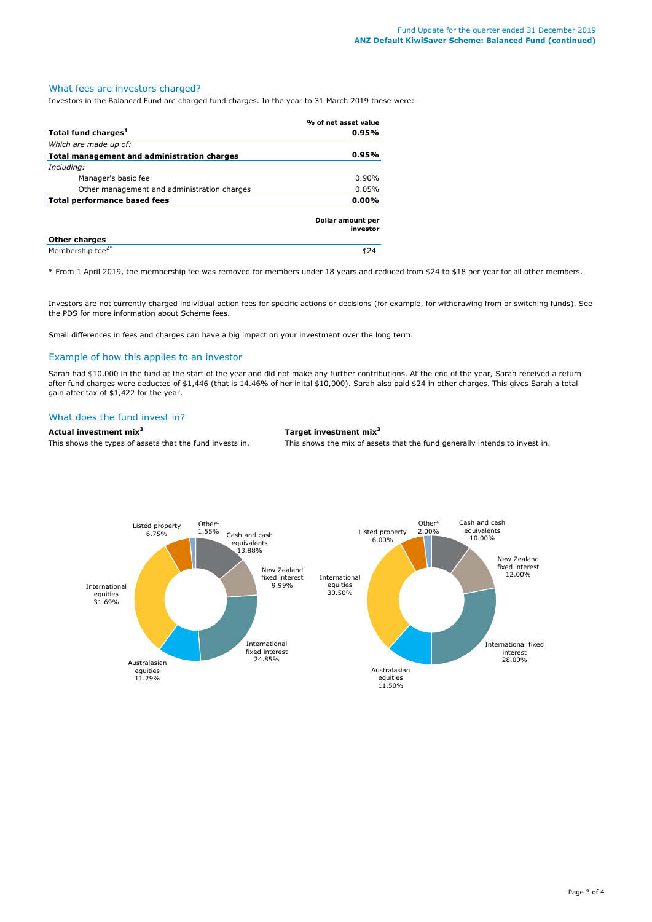## What fees are investors charged?

Investors in the Balanced Fund are charged fund charges. In the year to 31 March 2019 these were:

| | % of net asset value |
|---|---|
| **Total fund charges[1]** | **0.95%** |
| *Which are made up of:* | |
| **Total management and administration charges** | **0.95%** |
| *Including:* | |
| Manager's basic fee | 0.90% |
| Other management and administration charges | 0.05% |
| **Total performance based fees** | **0.00%** |

| | Dollar amount per investor |
|---|---|
| **Other charges** | |
| Membership fee[2*] | $24 |

* From 1 April 2019, the membership fee was removed for members under 18 years and reduced from $24 to $18 per year for all other members.

Investors are not currently charged individual action fees for specific actions or decisions (for example, for withdrawing from or switching funds). See the PDS for more information about Scheme fees.

Small differences in fees and charges can have a big impact on your investment over the long term.

## Example of how this applies to an investor

Sarah had $10,000 in the fund at the start of the year and did not make any further contributions. At the end of the year, Sarah received a return after fund charges were deducted of $1,446 (that is 14.46% of her inital $10,000). Sarah also paid $24 in other charges. This gives Sarah a total gain after tax of $1,422 for the year.

## What does the fund invest in?

**Actual investment mix[3]**

This shows the types of assets that the fund invests in.

| Asset | % |
|---|---|
| Cash and cash equivalents | 13.88% |
| New Zealand fixed interest | 9.99% |
| International fixed interest | 24.85% |
| Australasian equities | 11.29% |
| International equities | 31.69% |
| Listed property | 6.75% |
| Other[4] | 1.55% |

**Target investment mix[3]**

This shows the mix of assets that the fund generally intends to invest in.

| Asset | % |
|---|---|
| Cash and cash equivalents | 10.00% |
| New Zealand fixed interest | 12.00% |
| International fixed interest | 28.00% |
| Australasian equities | 11.50% |
| International equities | 30.50% |
| Listed property | 6.00% |
| Other[4] | 2.00% |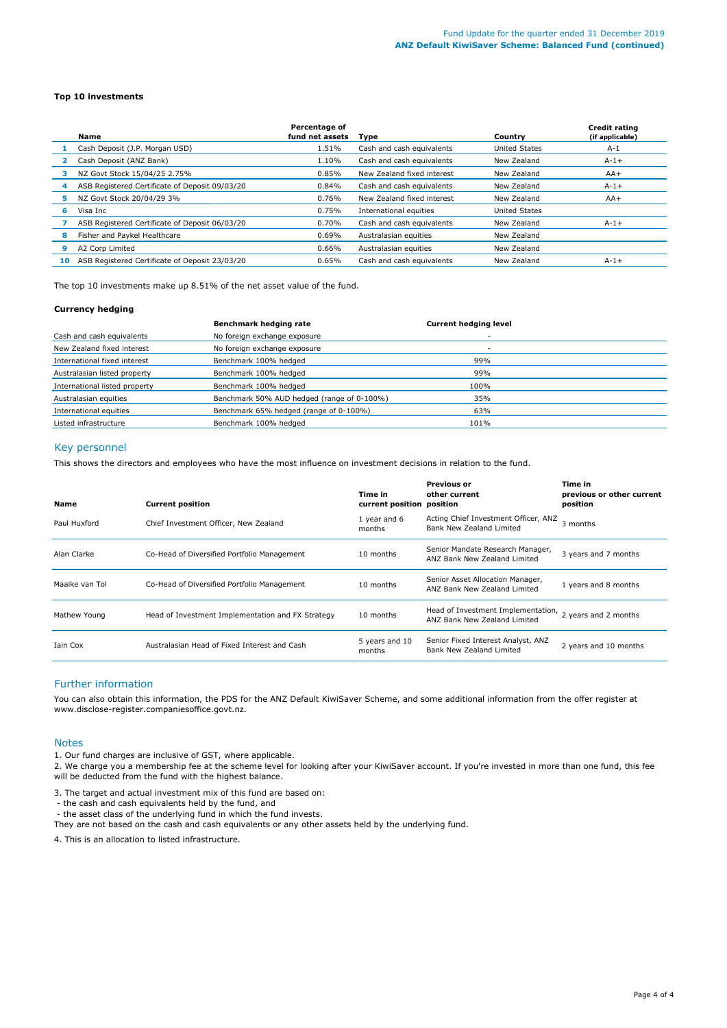### Top 10 investments

| | Name | Percentage of fund net assets | Type | Country | Credit rating (if applicable) |
|---|---|---|---|---|---|
| 1 | Cash Deposit (J.P. Morgan USD) | 1.51% | Cash and cash equivalents | United States | A-1 |
| 2 | Cash Deposit (ANZ Bank) | 1.10% | Cash and cash equivalents | New Zealand | A-1+ |
| 3 | NZ Govt Stock 15/04/25 2.75% | 0.85% | New Zealand fixed interest | New Zealand | AA+ |
| 4 | ASB Registered Certificate of Deposit 09/03/20 | 0.84% | Cash and cash equivalents | New Zealand | A-1+ |
| 5 | NZ Govt Stock 20/04/29 3% | 0.76% | New Zealand fixed interest | New Zealand | AA+ |
| 6 | Visa Inc | 0.75% | International equities | United States | |
| 7 | ASB Registered Certificate of Deposit 06/03/20 | 0.70% | Cash and cash equivalents | New Zealand | A-1+ |
| 8 | Fisher and Paykel Healthcare | 0.69% | Australasian equities | New Zealand | |
| 9 | A2 Corp Limited | 0.66% | Australasian equities | New Zealand | |
| 10 | ASB Registered Certificate of Deposit 23/03/20 | 0.65% | Cash and cash equivalents | New Zealand | A-1+ |

The top 10 investments make up 8.51% of the net asset value of the fund.

### Currency hedging

| | Benchmark hedging rate | Current hedging level |
|---|---|---|
| Cash and cash equivalents | No foreign exchange exposure | - |
| New Zealand fixed interest | No foreign exchange exposure | - |
| International fixed interest | Benchmark 100% hedged | 99% |
| Australasian listed property | Benchmark 100% hedged | 99% |
| International listed property | Benchmark 100% hedged | 100% |
| Australasian equities | Benchmark 50% AUD hedged (range of 0-100%) | 35% |
| International equities | Benchmark 65% hedged (range of 0-100%) | 63% |
| Listed infrastructure | Benchmark 100% hedged | 101% |

## Key personnel

This shows the directors and employees who have the most influence on investment decisions in relation to the fund.

| Name | Current position | Time in current position | Previous or other current position | Time in previous or other current position |
|---|---|---|---|---|
| Paul Huxford | Chief Investment Officer, New Zealand | 1 year and 6 months | Acting Chief Investment Officer, ANZ Bank New Zealand Limited | 3 months |
| Alan Clarke | Co-Head of Diversified Portfolio Management | 10 months | Senior Mandate Research Manager, ANZ Bank New Zealand Limited | 3 years and 7 months |
| Maaike van Tol | Co-Head of Diversified Portfolio Management | 10 months | Senior Asset Allocation Manager, ANZ Bank New Zealand Limited | 1 years and 8 months |
| Mathew Young | Head of Investment Implementation and FX Strategy | 10 months | Head of Investment Implementation, ANZ Bank New Zealand Limited | 2 years and 2 months |
| Iain Cox | Australasian Head of Fixed Interest and Cash | 5 years and 10 months | Senior Fixed Interest Analyst, ANZ Bank New Zealand Limited | 2 years and 10 months |

## Further information

You can also obtain this information, the PDS for the ANZ Default KiwiSaver Scheme, and some additional information from the offer register at www.disclose-register.companiesoffice.govt.nz.

## Notes

1. Our fund charges are inclusive of GST, where applicable.
2. We charge you a membership fee at the scheme level for looking after your KiwiSaver account. If you're invested in more than one fund, this fee will be deducted from the fund with the highest balance.
3. The target and actual investment mix of this fund are based on:
 - the cash and cash equivalents held by the fund, and
 - the asset class of the underlying fund in which the fund invests.

They are not based on the cash and cash equivalents or any other assets held by the underlying fund.

4. This is an allocation to listed infrastructure.